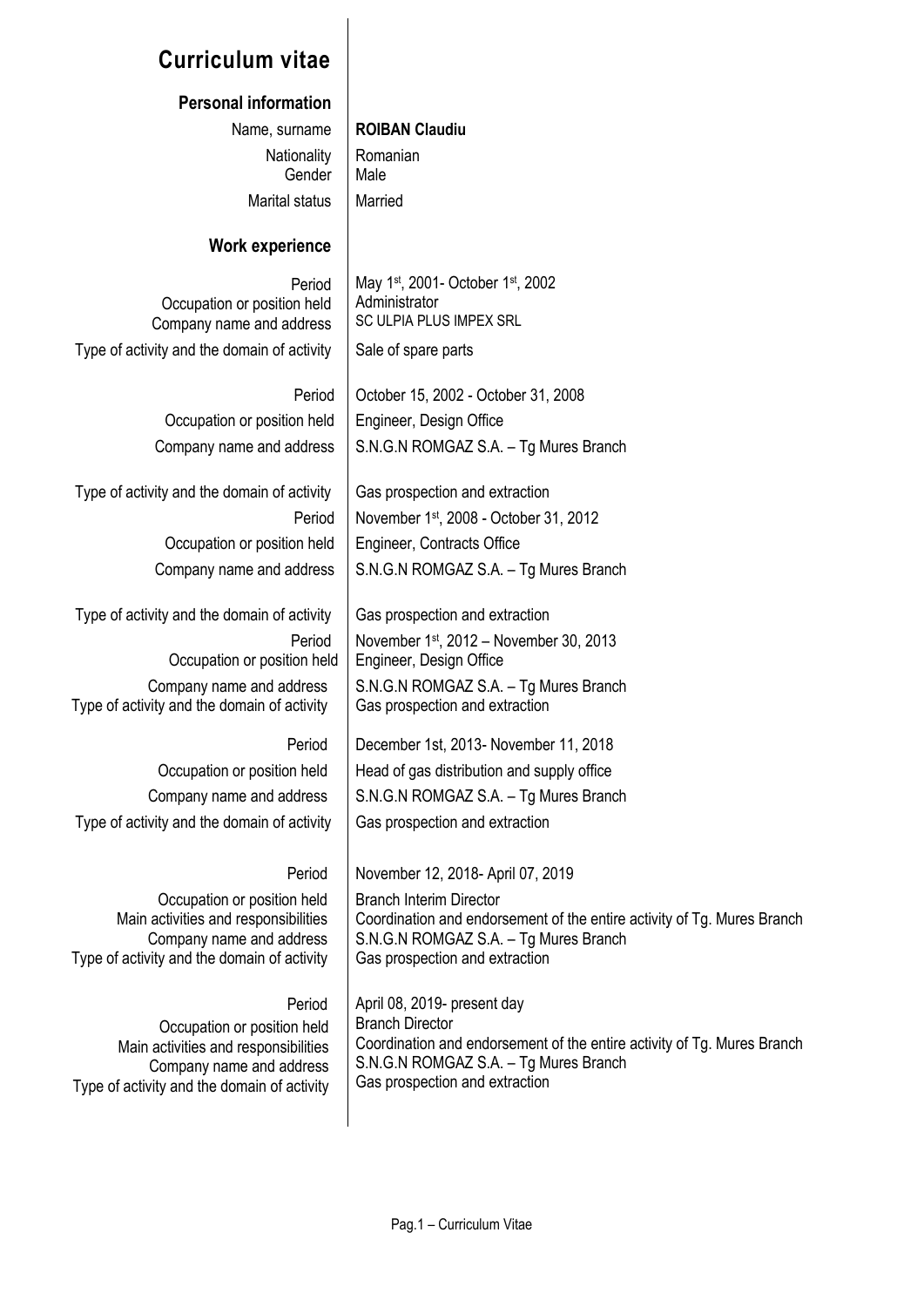# Curriculum vitae

## Personal information

| | |
|---|---|
| Name, surname | **ROIBAN Claudiu** |
| Nationality | Romanian |
| Gender | Male |
| Marital status | Married |

## Work experience

| | |
|---|---|
| Period | May 1st, 2001- October 1st, 2002 |
| Occupation or position held | Administrator |
| Company name and address | SC ULPIA PLUS IMPEX SRL |
| Type of activity and the domain of activity | Sale of spare parts |
| | |
| Period | October 15, 2002 - October 31, 2008 |
| Occupation or position held | Engineer, Design Office |
| Company name and address | S.N.G.N ROMGAZ S.A. – Tg Mures Branch |
| Type of activity and the domain of activity | Gas prospection and extraction |
| | |
| Period | November 1st, 2008 - October 31, 2012 |
| Occupation or position held | Engineer, Contracts Office |
| Company name and address | S.N.G.N ROMGAZ S.A. – Tg Mures Branch |
| Type of activity and the domain of activity | Gas prospection and extraction |
| | |
| Period | November 1st, 2012 – November 30, 2013 |
| Occupation or position held | Engineer, Design Office |
| Company name and address | S.N.G.N ROMGAZ S.A. – Tg Mures Branch |
| Type of activity and the domain of activity | Gas prospection and extraction |
| | |
| Period | December 1st, 2013- November 11, 2018 |
| Occupation or position held | Head of gas distribution and supply office |
| Company name and address | S.N.G.N ROMGAZ S.A. – Tg Mures Branch |
| Type of activity and the domain of activity | Gas prospection and extraction |
| | |
| Period | November 12, 2018- April 07, 2019 |
| Occupation or position held | Branch Interim Director |
| Main activities and responsibilities | Coordination and endorsement of the entire activity of Tg. Mures Branch |
| Company name and address | S.N.G.N ROMGAZ S.A. – Tg Mures Branch |
| Type of activity and the domain of activity | Gas prospection and extraction |
| | |
| Period | April 08, 2019- present day |
| Occupation or position held | Branch Director |
| Main activities and responsibilities | Coordination and endorsement of the entire activity of Tg. Mures Branch |
| Company name and address | S.N.G.N ROMGAZ S.A. – Tg Mures Branch |
| Type of activity and the domain of activity | Gas prospection and extraction |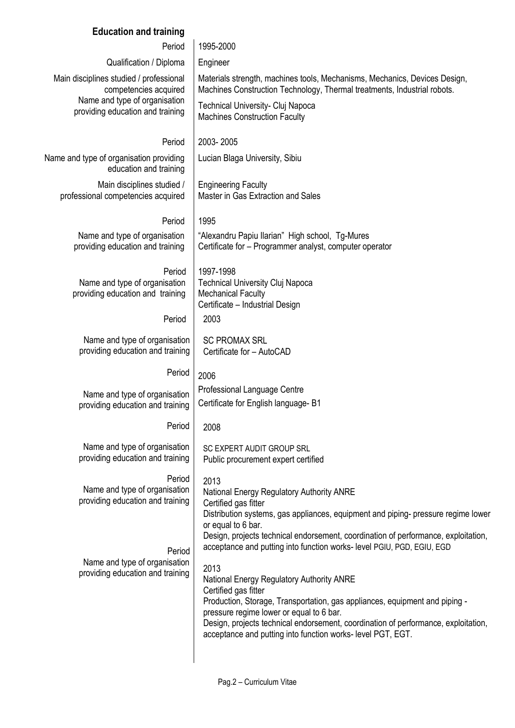## Education and training

| | |
|---|---|
| Period | 1995-2000 |
| Qualification / Diploma | Engineer |
| Main disciplines studied / professional competencies acquired | Materials strength, machines tools, Mechanisms, Mechanics, Devices Design, Machines Construction Technology, Thermal treatments, Industrial robots. |
| Name and type of organisation providing education and training | Technical University- Cluj Napoca<br>Machines Construction Faculty |
| Period | 2003- 2005 |
| Name and type of organisation providing education and training | Lucian Blaga University, Sibiu |
| Main disciplines studied / professional competencies acquired | Engineering Faculty<br>Master in Gas Extraction and Sales |
| Period | 1995 |
| Name and type of organisation providing education and training | "Alexandru Papiu Ilarian" High school, Tg-Mures<br>Certificate for – Programmer analyst, computer operator |
| Period | 1997-1998 |
| Name and type of organisation providing education and training | Technical University Cluj Napoca<br>Mechanical Faculty<br>Certificate – Industrial Design |
| Period | 2003 |
| Name and type of organisation providing education and training | SC PROMAX SRL<br>Certificate for – AutoCAD |
| Period | 2006 |
| Name and type of organisation providing education and training | Professional Language Centre<br>Certificate for English language- B1 |
| Period | 2008 |
| Name and type of organisation providing education and training | SC EXPERT AUDIT GROUP SRL<br>Public procurement expert certified |
| Period | 2013 |
| Name and type of organisation providing education and training | National Energy Regulatory Authority ANRE<br>Certified gas fitter<br>Distribution systems, gas appliances, equipment and piping- pressure regime lower or equal to 6 bar.<br>Design, projects technical endorsement, coordination of performance, exploitation, acceptance and putting into function works- level PGIU, PGD, EGIU, EGD |
| Period | 2013 |
| Name and type of organisation providing education and training | National Energy Regulatory Authority ANRE<br>Certified gas fitter<br>Production, Storage, Transportation, gas appliances, equipment and piping - pressure regime lower or equal to 6 bar.<br>Design, projects technical endorsement, coordination of performance, exploitation, acceptance and putting into function works- level PGT, EGT. |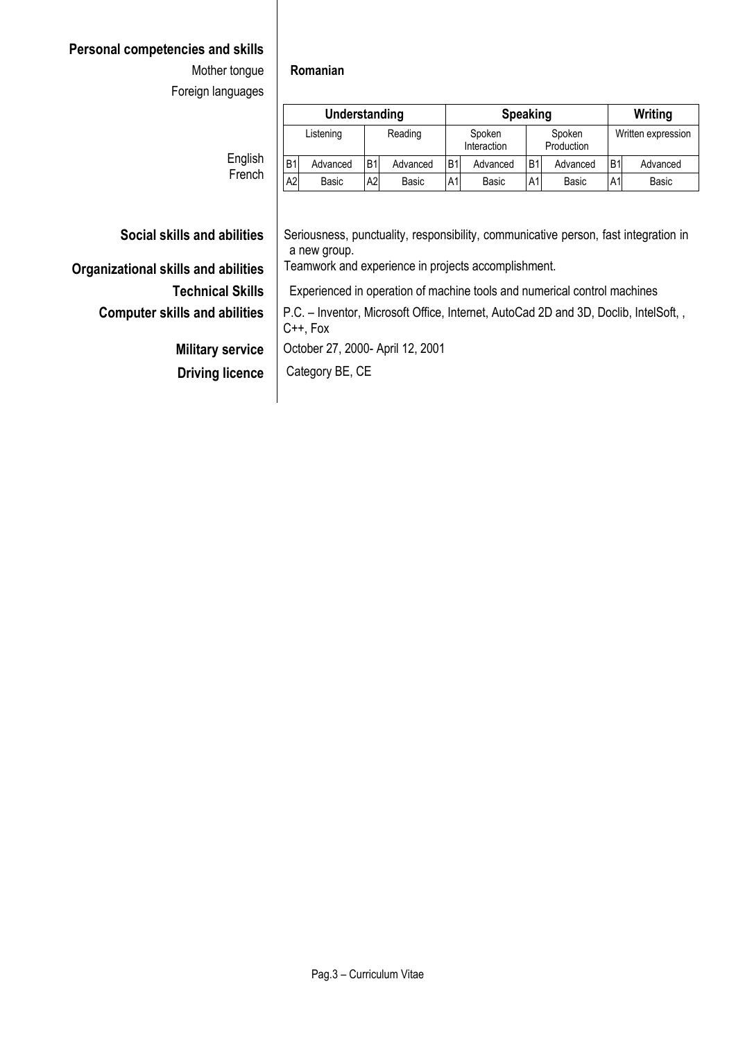## Personal competencies and skills

**Mother tongue:** **Romanian**

**Foreign languages**

| | Understanding | | | | Speaking | | | | Writing | |
|---|---|---|---|---|---|---|---|---|---|---|
| | Listening | | Reading | | Spoken Interaction | | Spoken Production | | Written expression | |
| English | B1 | Advanced | B1 | Advanced | B1 | Advanced | B1 | Advanced | B1 | Advanced |
| French | A2 | Basic | A2 | Basic | A1 | Basic | A1 | Basic | A1 | Basic |

**Social skills and abilities:** Seriousness, punctuality, responsibility, communicative person, fast integration in a new group.

**Organizational skills and abilities:** Teamwork and experience in projects accomplishment.

**Technical Skills:** Experienced in operation of machine tools and numerical control machines

**Computer skills and abilities:** P.C. – Inventor, Microsoft Office, Internet, AutoCad 2D and 3D, Doclib, IntelSoft, , C++, Fox

**Military service:** October 27, 2000- April 12, 2001

**Driving licence:** Category BE, CE